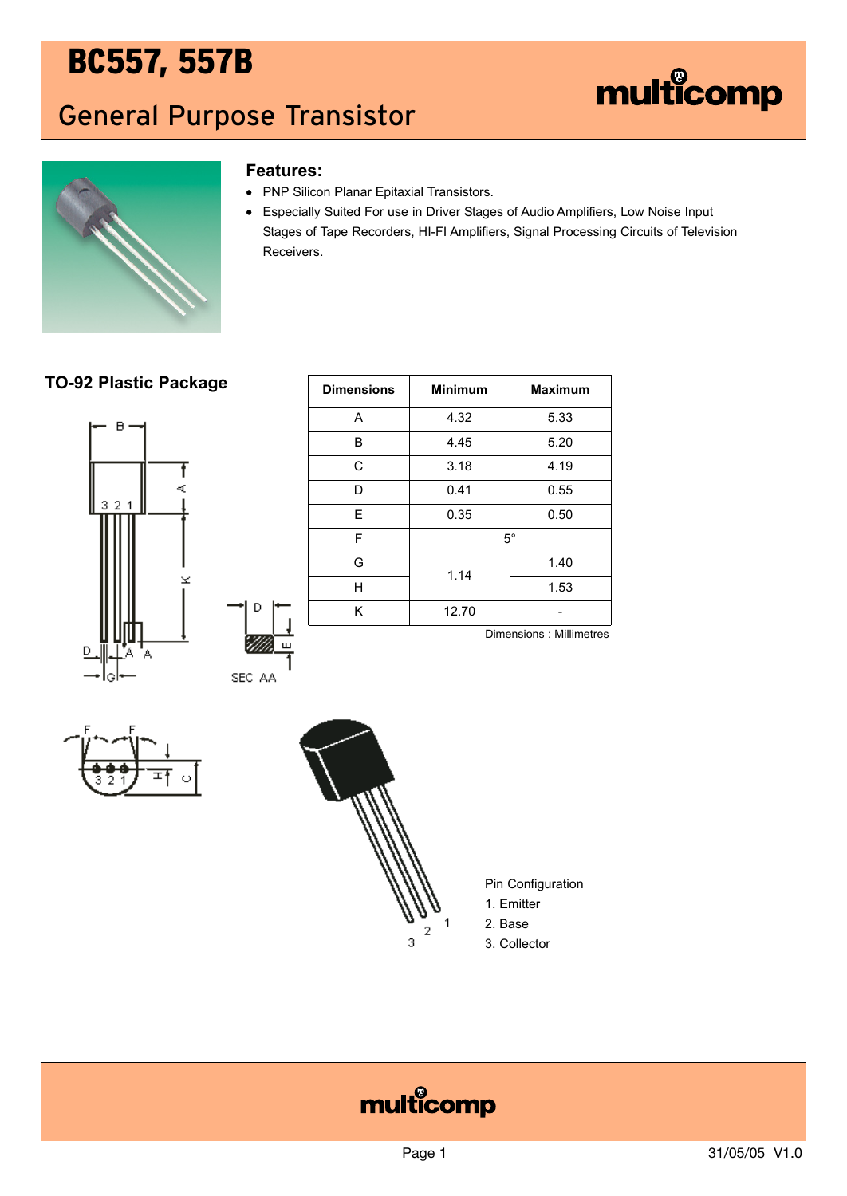# BC557, 557B

## General Purpose Transistor

### Features:

- PNP Silicon Planar Epitaxial Transistors.
- Especially Suited For use in Driver Stages of Audio Amplifiers, Low Noise Input Stages of Tape Recorders, HI-FI Amplifiers, Signal Processing Circuits of Television Receivers.

### TO-92 Plastic Package

| Dimensions | Minimum | Maximum |
|---|---|---|
| A | 4.32 | 5.33 |
| B | 4.45 | 5.20 |
| C | 3.18 | 4.19 |
| D | 0.41 | 0.55 |
| E | 0.35 | 0.50 |
| F | 5° | |
| G | 1.14 | 1.40 |
| H | | 1.53 |
| K | 12.70 | - |

Dimensions : Millimetres

Pin Configuration

1. Emitter
2. Base
3. Collector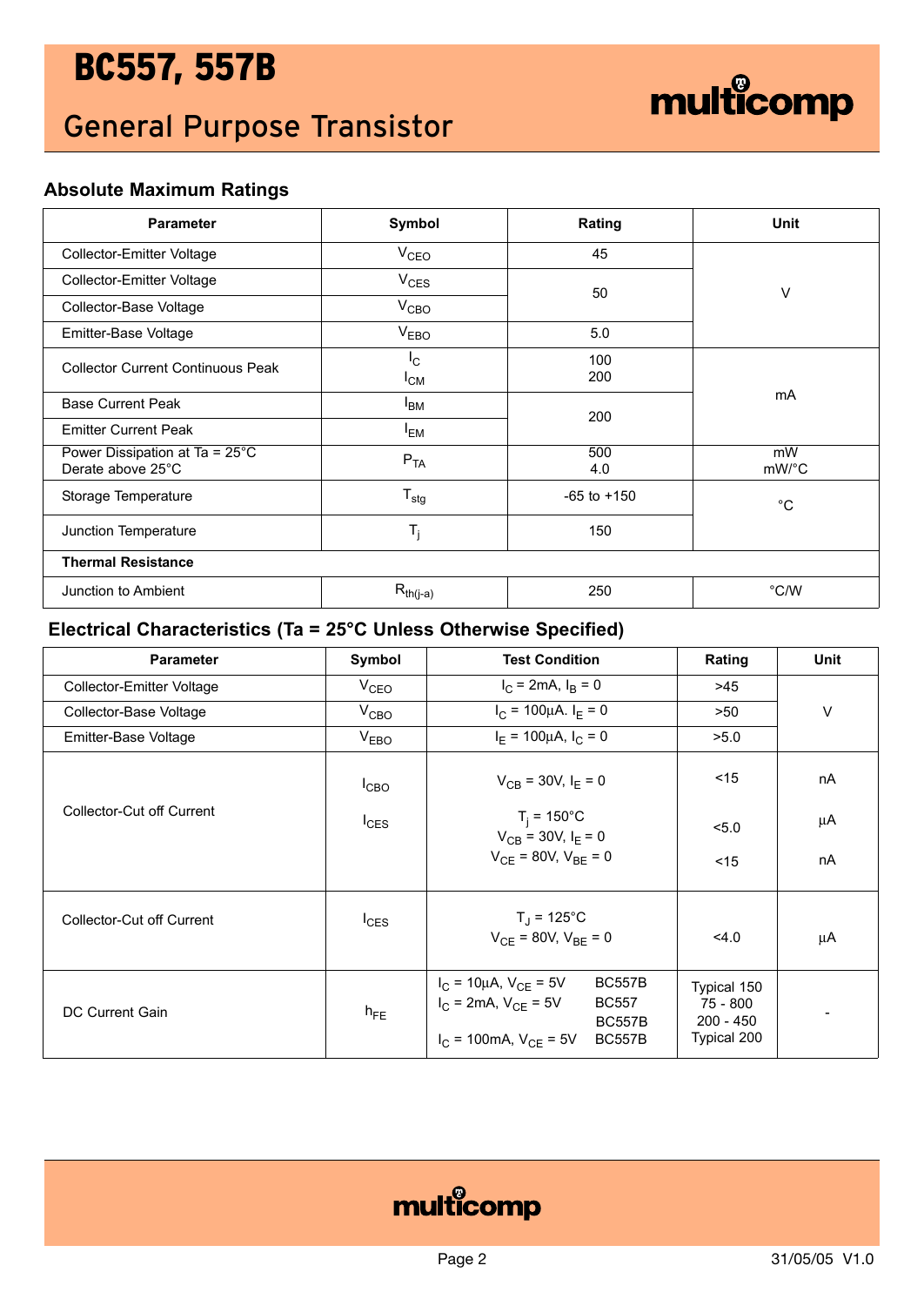# BC557, 557B

## General Purpose Transistor

### Absolute Maximum Ratings

| Parameter | Symbol | Rating | Unit |
|---|---|---|---|
| Collector-Emitter Voltage | $V_{CEO}$ | 45 | V |
| Collector-Emitter Voltage | $V_{CES}$ | 50 | V |
| Collector-Base Voltage | $V_{CBO}$ | 50 | V |
| Emitter-Base Voltage | $V_{EBO}$ | 5.0 | V |
| Collector Current Continuous Peak | $I_C$<br>$I_{CM}$ | 100<br>200 | mA |
| Base Current Peak | $I_{BM}$ | 200 | mA |
| Emitter Current Peak | $I_{EM}$ | 200 | mA |
| Power Dissipation at Ta = 25°C<br>Derate above 25°C | $P_{TA}$ | 500<br>4.0 | mW<br>mW/°C |
| Storage Temperature | $T_{stg}$ | -65 to +150 | °C |
| Junction Temperature | $T_j$ | 150 | °C |
| **Thermal Resistance** | | | |
| Junction to Ambient | $R_{th(j-a)}$ | 250 | °C/W |

### Electrical Characteristics (Ta = 25°C Unless Otherwise Specified)

| Parameter | Symbol | Test Condition | Rating | Unit |
|---|---|---|---|---|
| Collector-Emitter Voltage | $V_{CEO}$ | $I_C$ = 2mA, $I_B$ = 0 | >45 | V |
| Collector-Base Voltage | $V_{CBO}$ | $I_C$ = 100µA. $I_E$ = 0 | >50 | V |
| Emitter-Base Voltage | $V_{EBO}$ | $I_E$ = 100µA, $I_C$ = 0 | >5.0 | V |
| Collector-Cut off Current | $I_{CBO}$<br>$I_{CES}$ | $V_{CB}$ = 30V, $I_E$ = 0<br>$T_j$ = 150°C<br>$V_{CB}$ = 30V, $I_E$ = 0<br>$V_{CE}$ = 80V, $V_{BE}$ = 0 | <15<br><5.0<br><15 | nA<br>µA<br>nA |
| Collector-Cut off Current | $I_{CES}$ | $T_J$ = 125°C<br>$V_{CE}$ = 80V, $V_{BE}$ = 0 | <4.0 | µA |
| DC Current Gain | $h_{FE}$ | $I_C$ = 10µA, $V_{CE}$ = 5V BC557B<br>$I_C$ = 2mA, $V_{CE}$ = 5V BC557<br>BC557B<br>$I_C$ = 100mA, $V_{CE}$ = 5V BC557B | Typical 150<br>75 - 800<br>200 - 450<br>Typical 200 | - |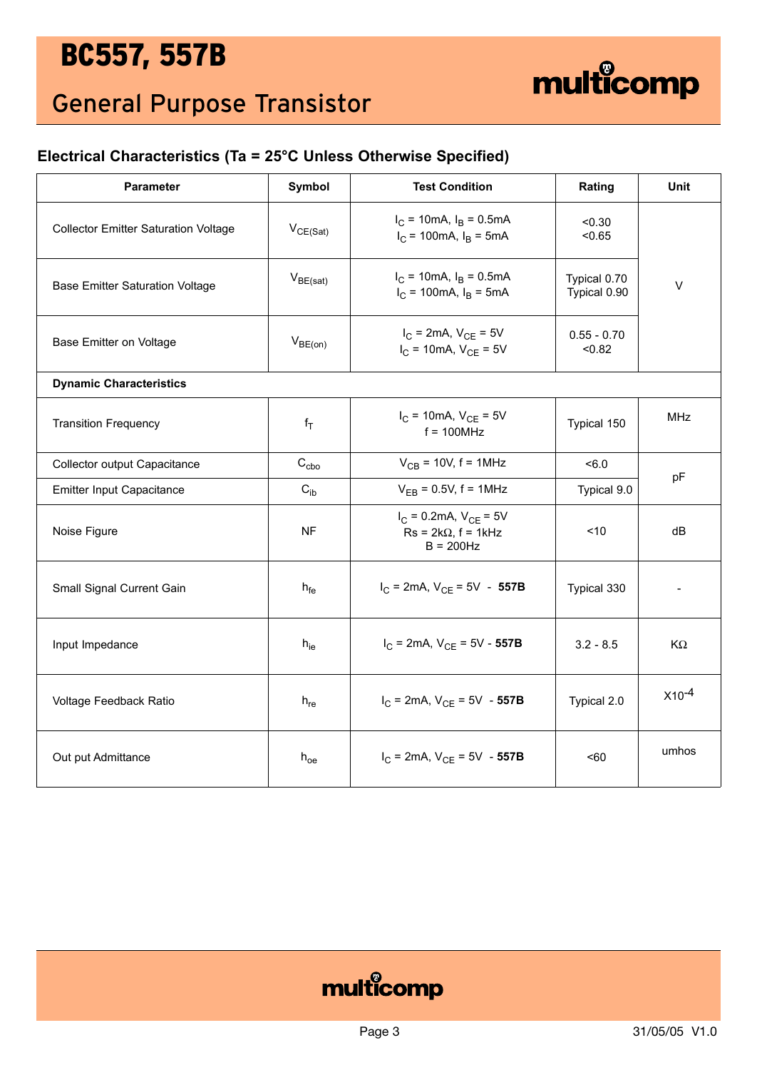## Electrical Characteristics (Ta = 25°C Unless Otherwise Specified)

| Parameter | Symbol | Test Condition | Rating | Unit |
|---|---|---|---|---|
| Collector Emitter Saturation Voltage | $V_{CE(Sat)}$ | $I_C$ = 10mA, $I_B$ = 0.5mA<br>$I_C$ = 100mA, $I_B$ = 5mA | <0.30<br><0.65 | V |
| Base Emitter Saturation Voltage | $V_{BE(sat)}$ | $I_C$ = 10mA, $I_B$ = 0.5mA<br>$I_C$ = 100mA, $I_B$ = 5mA | Typical 0.70<br>Typical 0.90 | V |
| Base Emitter on Voltage | $V_{BE(on)}$ | $I_C$ = 2mA, $V_{CE}$ = 5V<br>$I_C$ = 10mA, $V_{CE}$ = 5V | 0.55 - 0.70<br><0.82 | V |
| **Dynamic Characteristics** | | | | |
| Transition Frequency | $f_T$ | $I_C$ = 10mA, $V_{CE}$ = 5V<br>f = 100MHz | Typical 150 | MHz |
| Collector output Capacitance | $C_{cbo}$ | $V_{CB}$ = 10V, f = 1MHz | <6.0 | pF |
| Emitter Input Capacitance | $C_{ib}$ | $V_{EB}$ = 0.5V, f = 1MHz | Typical 9.0 | pF |
| Noise Figure | NF | $I_C$ = 0.2mA, $V_{CE}$ = 5V<br>Rs = 2kΩ, f = 1kHz<br>B = 200Hz | <10 | dB |
| Small Signal Current Gain | $h_{fe}$ | $I_C$ = 2mA, $V_{CE}$ = 5V - **557B** | Typical 330 | - |
| Input Impedance | $h_{ie}$ | $I_C$ = 2mA, $V_{CE}$ = 5V - **557B** | 3.2 - 8.5 | KΩ |
| Voltage Feedback Ratio | $h_{re}$ | $I_C$ = 2mA, $V_{CE}$ = 5V - **557B** | Typical 2.0 | $X10^{-4}$ |
| Out put Admittance | $h_{oe}$ | $I_C$ = 2mA, $V_{CE}$ = 5V - **557B** | <60 | umhos |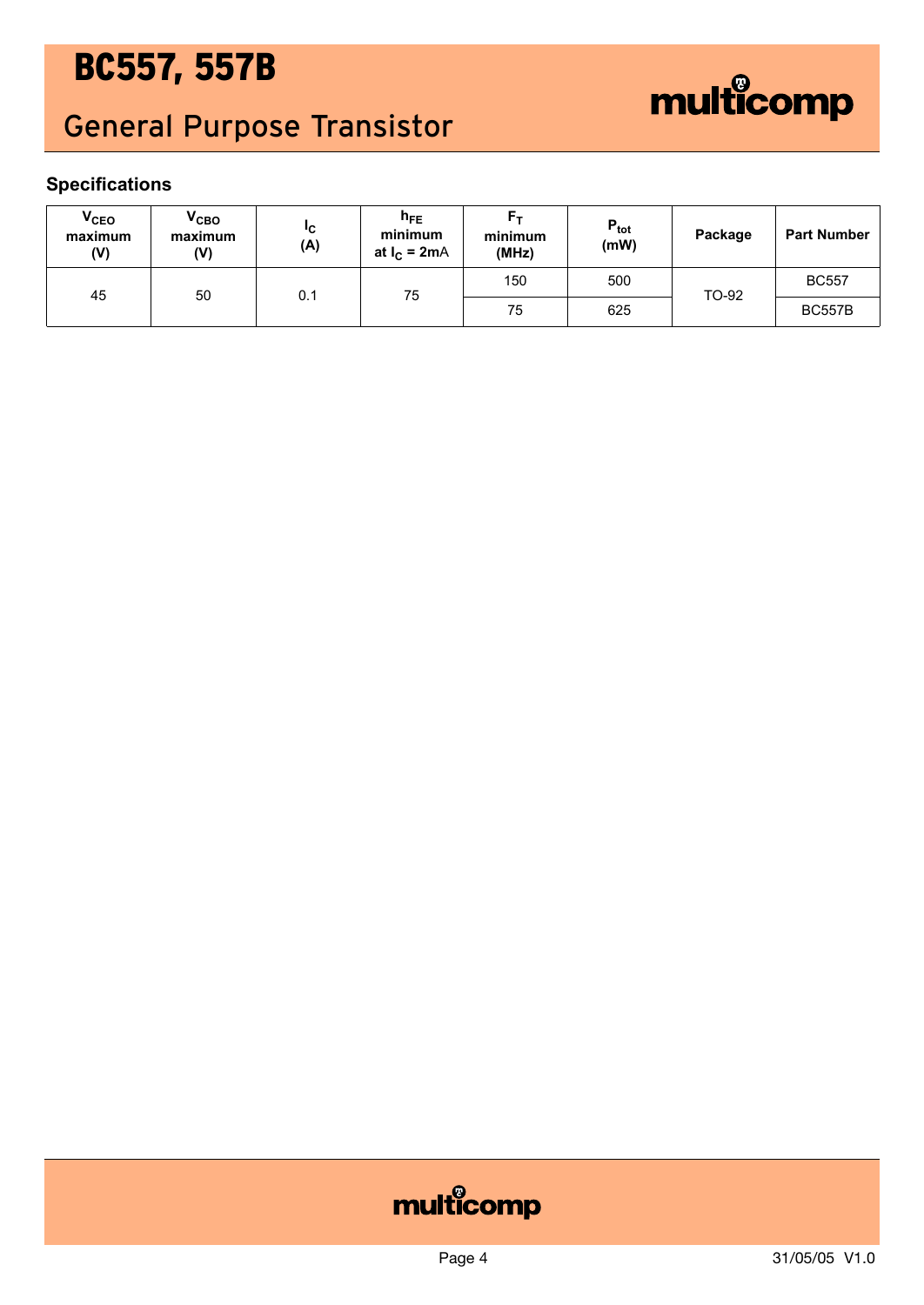# BC557, 557B

## General Purpose Transistor

### Specifications

| $V_{CEO}$ maximum (V) | $V_{CBO}$ maximum (V) | $I_C$ (A) | $h_{FE}$ minimum at $I_C$ = 2mA | $F_T$ minimum (MHz) | $P_{tot}$ (mW) | Package | Part Number |
|---|---|---|---|---|---|---|---|
| 45 | 50 | 0.1 | 75 | 150 | 500 | TO-92 | BC557 |
| | | | | 75 | 625 | | BC557B |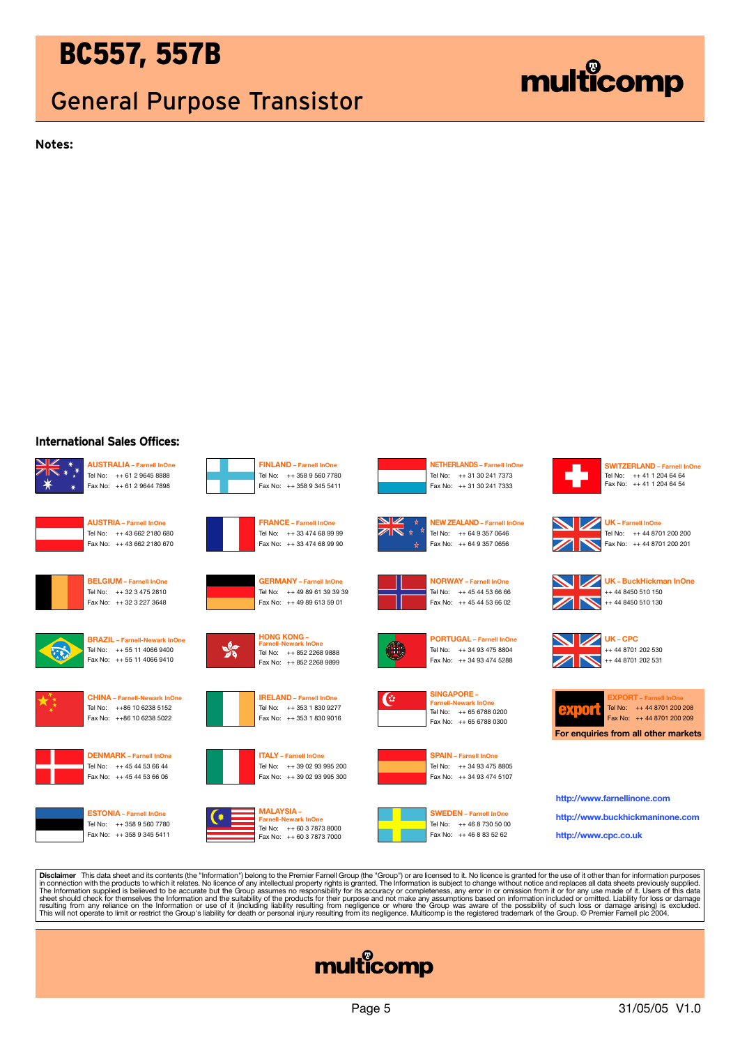# BC557, 557B

## General Purpose Transistor

**Notes:**

## International Sales Offices:

**AUSTRALIA** – Farnell InOne
Tel No: ++ 61 2 9645 8888
Fax No: ++ 61 2 9644 7898

**AUSTRIA** – Farnell InOne
Tel No: ++ 43 662 2180 680
Fax No: ++ 43 662 2180 670

**BELGIUM** – Farnell InOne
Tel No: ++ 32 3 475 2810
Fax No: ++ 32 3 227 3648

**BRAZIL** – Farnell-Newark InOne
Tel No: ++ 55 11 4066 9400
Fax No: ++ 55 11 4066 9410

**CHINA** – Farnell-Newark InOne
Tel No: ++86 10 6238 5152
Fax No: ++86 10 6238 5022

**DENMARK** – Farnell InOne
Tel No: ++ 45 44 53 66 44
Fax No: ++ 45 44 53 66 06

**ESTONIA** – Farnell InOne
Tel No: ++ 358 9 560 7780
Fax No: ++ 358 9 345 5411

**FINLAND** – Farnell InOne
Tel No: ++ 358 9 560 7780
Fax No: ++ 358 9 345 5411

**FRANCE** – Farnell InOne
Tel No: ++ 33 474 68 99 99
Fax No: ++ 33 474 68 99 90

**GERMANY** – Farnell InOne
Tel No: ++ 49 89 61 39 39 39
Fax No: ++ 49 89 613 59 01

**HONG KONG** – Farnell-Newark InOne
Tel No: ++ 852 2268 9888
Fax No: ++ 852 2268 9899

**IRELAND** – Farnell InOne
Tel No: ++ 353 1 830 9277
Fax No: ++ 353 1 830 9016

**ITALY** – Farnell InOne
Tel No: ++ 39 02 93 995 200
Fax No: ++ 39 02 93 995 300

**MALAYSIA** – Farnell-Newark InOne
Tel No: ++ 60 3 7873 8000
Fax No: ++ 60 3 7873 7000

**NETHERLANDS** – Farnell InOne
Tel No: ++ 31 30 241 7373
Fax No: ++ 31 30 241 7333

**NEW ZEALAND** – Farnell InOne
Tel No: ++ 64 9 357 0646
Fax No: ++ 64 9 357 0656

**NORWAY** – Farnell InOne
Tel No: ++ 45 44 53 66 66
Fax No: ++ 45 44 53 66 02

**PORTUGAL** – Farnell InOne
Tel No: ++ 34 93 475 8804
Fax No: ++ 34 93 474 5288

**SINGAPORE** – Farnell-Newark InOne
Tel No: ++ 65 6788 0200
Fax No: ++ 65 6788 0300

**SPAIN** – Farnell InOne
Tel No: ++ 34 93 475 8805
Fax No: ++ 34 93 474 5107

**SWEDEN** – Farnell InOne
Tel No: ++ 46 8 730 50 00
Fax No: ++ 46 8 83 52 62

**SWITZERLAND** – Farnell InOne
Tel No: ++ 41 1 204 64 64
Fax No: ++ 41 1 204 64 54

**UK** – Farnell InOne
Tel No: ++ 44 8701 200 200
Fax No: ++ 44 8701 200 201

**UK** – BuckHickman InOne
++ 44 8450 510 150
++ 44 8450 510 130

**UK** – CPC
++ 44 8701 202 530
++ 44 8701 202 531

**EXPORT** – Farnell InOne
Tel No: ++ 44 8701 200 208
Fax No: ++ 44 8701 200 209
**For enquiries from all other markets**

http://www.farnellinone.com

http://www.buckhickmaninone.com

http://www.cpc.co.uk

**Disclaimer** This data sheet and its contents (the "Information") belong to the Premier Farnell Group (the "Group") or are licensed to it. No licence is granted for the use of it other than for information purposes in connection with the products to which it relates. No licence of any intellectual property rights is granted. The Information is subject to change without notice and replaces all data sheets previously supplied. The Information supplied is believed to be accurate but the Group assumes no responsibility for its accuracy or completeness, any error in or omission from it or for any use made of it. Users of this data sheet should check for themselves the Information and the suitability of the products for their purpose and not make any assumptions based on information included or omitted. Liability for loss or damage resulting from any reliance on the Information or use of it (including liability resulting from negligence or where the Group was aware of the possibility of such loss or damage arising) is excluded. This will not operate to limit or restrict the Group's liability for death or personal injury resulting from its negligence. Multicomp is the registered trademark of the Group. © Premier Farnell plc 2004.

31/05/05 V1.0